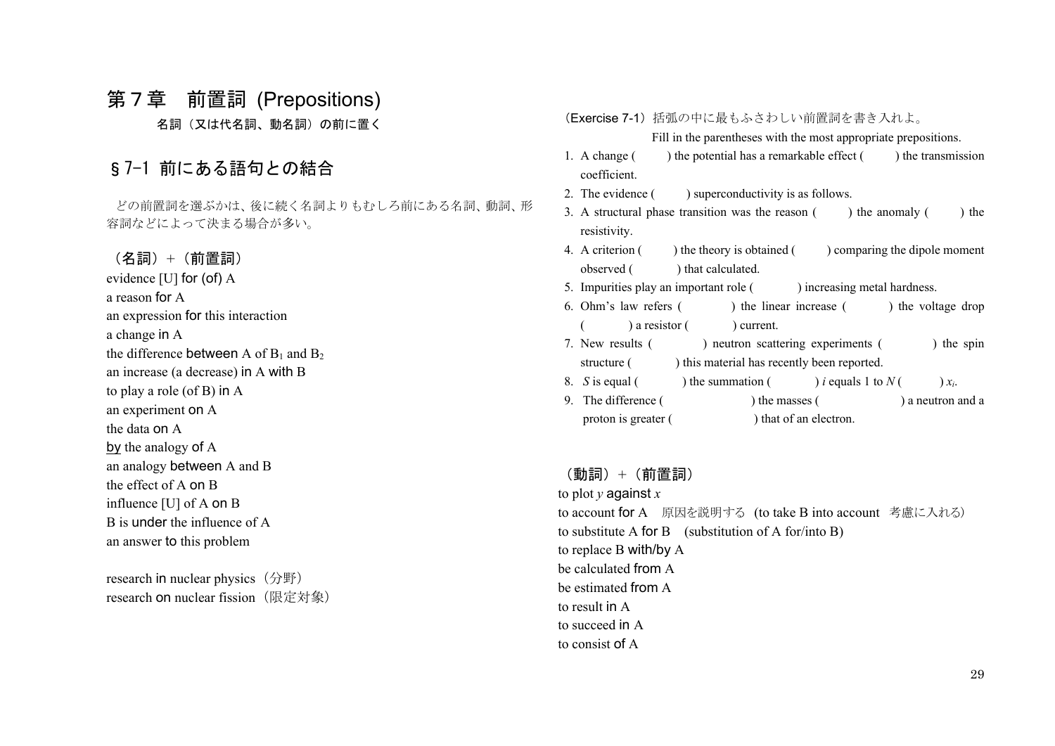# 第７章　前置詞 (Prepositions)

名詞（又は代名詞、動名詞）の前に置く

## §7-1 前にある語句との結合

どの前置詞を選ぶかは、後に続く名詞よりもむしろ前にある名詞、動詞、形容詞などによって決まる場合が多い。

### （名詞）＋（前置詞）

evidence [U] for (of) A
a reason for A
an expression for this interaction
a change in A
the difference between A of $B_1$ and $B_2$
an increase (a decrease) in A with B
to play a role (of B) in A
an experiment on A
the data on A
by the analogy of A
an analogy between A and B
the effect of A on B
influence [U] of A on B
B is under the influence of A
an answer to this problem

research in nuclear physics（分野）
research on nuclear fission（限定対象）

（Exercise 7-1）括弧の中に最もふさわしい前置詞を書き入れよ。
Fill in the parentheses with the most appropriate prepositions.

1. A change (　　) the potential has a remarkable effect (　　) the transmission coefficient.
2. The evidence (　　) superconductivity is as follows.
3. A structural phase transition was the reason (　　) the anomaly (　　) the resistivity.
4. A criterion (　　) the theory is obtained (　　) comparing the dipole moment observed (　　) that calculated.
5. Impurities play an important role (　　) increasing metal hardness.
6. Ohm's law refers (　　) the linear increase (　　) the voltage drop (　　) a resistor (　　) current.
7. New results (　　) neutron scattering experiments (　　) the spin structure (　　) this material has recently been reported.
8. $S$ is equal (　　) the summation (　　) $i$ equals 1 to $N$ (　　) $x_i$.
9. The difference (　　) the masses (　　) a neutron and a proton is greater (　　) that of an electron.

### （動詞）＋（前置詞）

to plot $y$ against $x$
to account for A　原因を説明する　(to take B into account　考慮に入れる)
to substitute A for B　(substitution of A for/into B)
to replace B with/by A
be calculated from A
be estimated from A
to result in A
to succeed in A
to consist of A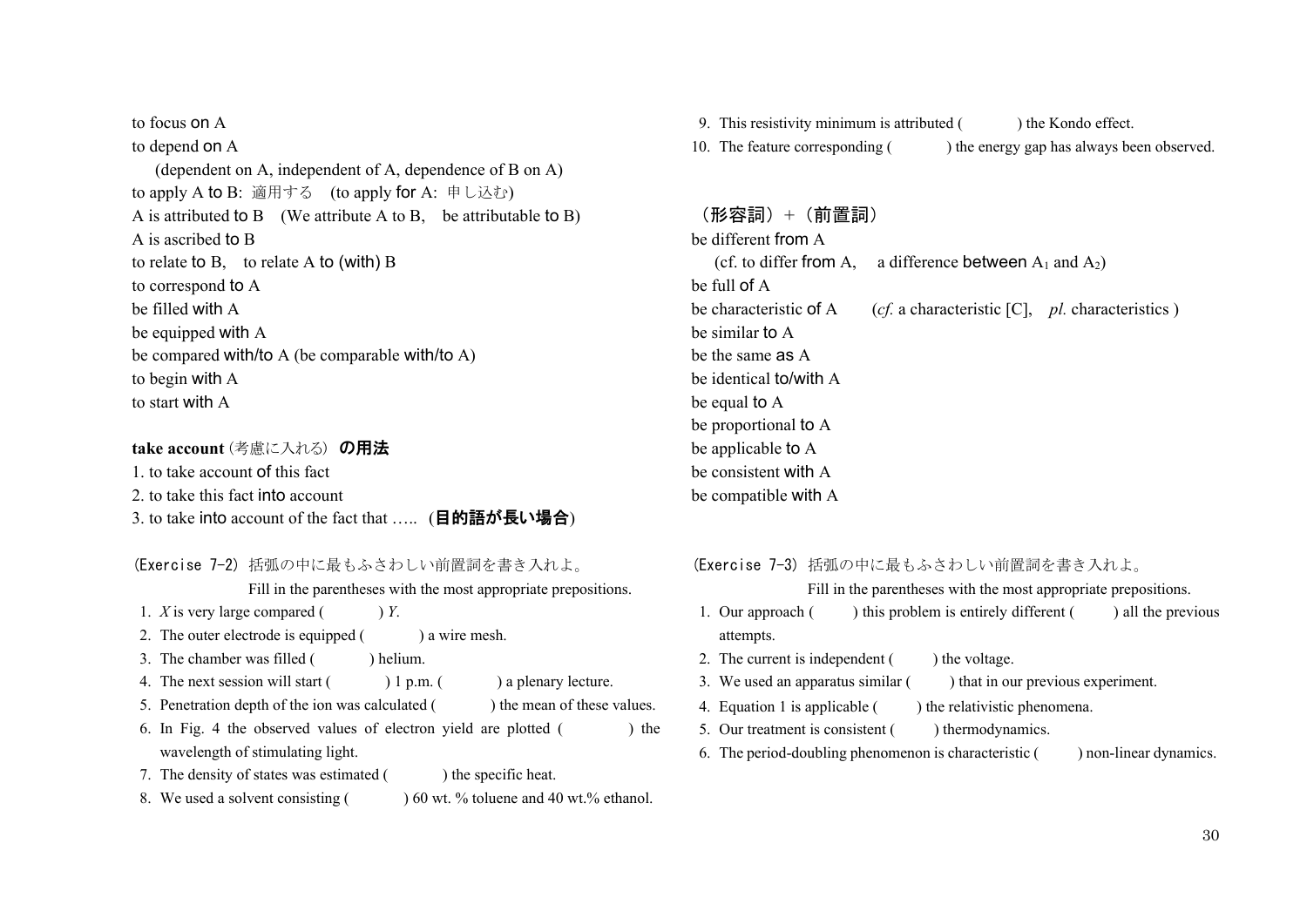to focus on A

to depend on A

(dependent on A, independent of A, dependence of B on A)

to apply A to B: 適用する (to apply for A: 申し込む)

A is attributed to B (We attribute A to B, be attributable to B)

A is ascribed to B

to relate to B, to relate A to (with) B

to correspond to A

be filled with A

be equipped with A

be compared with/to A (be comparable with/to A)

to begin with A

to start with A

**take account** (考慮に入れる) **の用法**

1. to take account of this fact
2. to take this fact into account
3. to take into account of the fact that ….. (**目的語が長い場合**)

(Exercise 7-2) 括弧の中に最もふさわしい前置詞を書き入れよ。

Fill in the parentheses with the most appropriate prepositions.

1. *X* is very large compared (  ) *Y*.
2. The outer electrode is equipped (  ) a wire mesh.
3. The chamber was filled (  ) helium.
4. The next session will start (  ) 1 p.m. (  ) a plenary lecture.
5. Penetration depth of the ion was calculated (  ) the mean of these values.
6. In Fig. 4 the observed values of electron yield are plotted (  ) the wavelength of stimulating light.
7. The density of states was estimated (  ) the specific heat.
8. We used a solvent consisting (  ) 60 wt. % toluene and 40 wt.% ethanol.
9. This resistivity minimum is attributed (  ) the Kondo effect.
10. The feature corresponding (  ) the energy gap has always been observed.

（形容詞）＋（前置詞）

be different from A

(cf. to differ from A, a difference between $A_1$ and $A_2$)

be full of A

be characteristic of A (*cf.* a characteristic [C], *pl.* characteristics )

be similar to A

be the same as A

be identical to/with A

be equal to A

be proportional to A

be applicable to A

be consistent with A

be compatible with A

(Exercise 7-3) 括弧の中に最もふさわしい前置詞を書き入れよ。

Fill in the parentheses with the most appropriate prepositions.

1. Our approach (  ) this problem is entirely different (  ) all the previous attempts.
2. The current is independent (  ) the voltage.
3. We used an apparatus similar (  ) that in our previous experiment.
4. Equation 1 is applicable (  ) the relativistic phenomena.
5. Our treatment is consistent (  ) thermodynamics.
6. The period-doubling phenomenon is characteristic (  ) non-linear dynamics.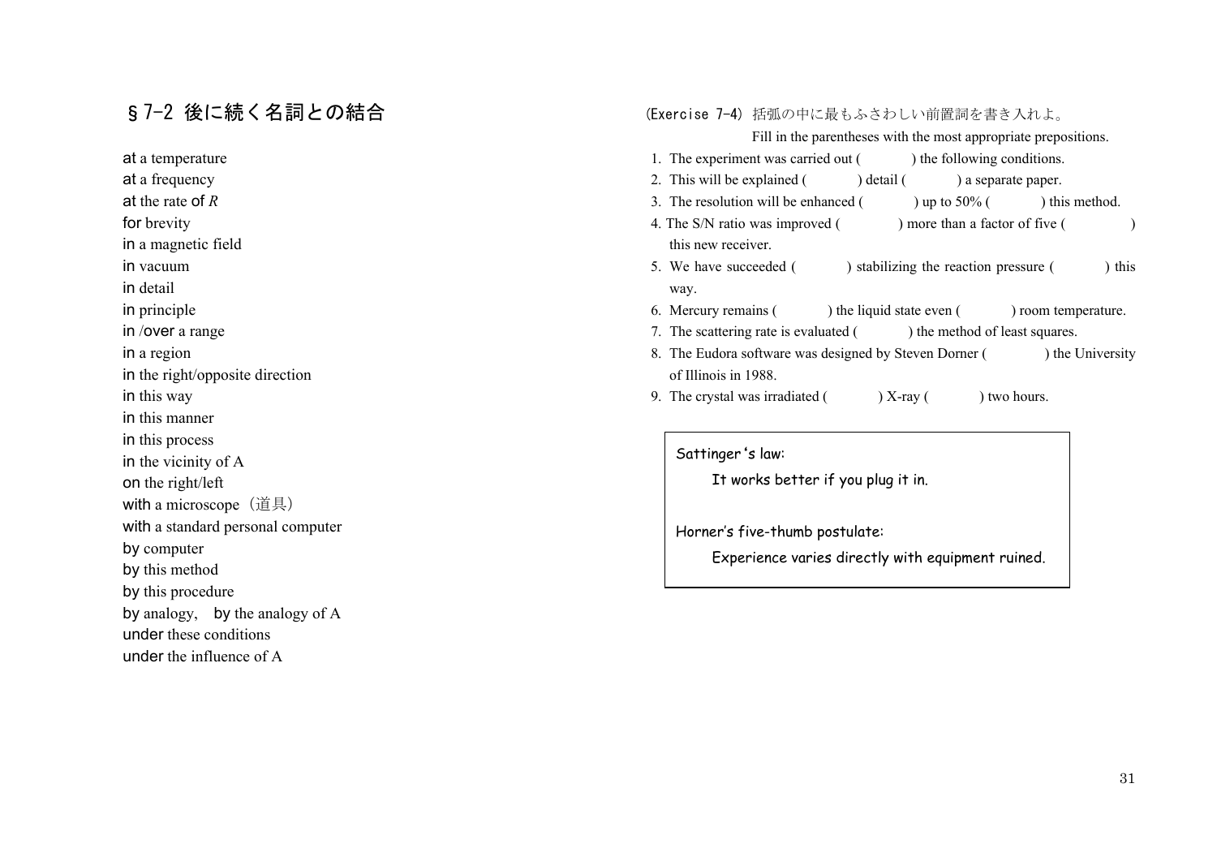## §7-2 後に続く名詞との結合

at a temperature
at a frequency
at the rate of *R*
for brevity
in a magnetic field
in vacuum
in detail
in principle
in /over a range
in a region
in the right/opposite direction
in this way
in this manner
in this process
in the vicinity of A
on the right/left
with a microscope（道具）
with a standard personal computer
by computer
by this method
by this procedure
by analogy,　by the analogy of A
under these conditions
under the influence of A

(Exercise 7-4) 括弧の中に最もふさわしい前置詞を書き入れよ。

Fill in the parentheses with the most appropriate prepositions.

1. The experiment was carried out (　　　) the following conditions.
2. This will be explained (　　　) detail (　　　) a separate paper.
3. The resolution will be enhanced (　　　) up to 50% (　　　) this method.
4. The S/N ratio was improved (　　　) more than a factor of five (　　　) this new receiver.
5. We have succeeded (　　　) stabilizing the reaction pressure (　　　) this way.
6. Mercury remains (　　　) the liquid state even (　　　) room temperature.
7. The scattering rate is evaluated (　　　) the method of least squares.
8. The Eudora software was designed by Steven Dorner (　　　) the University of Illinois in 1988.
9. The crystal was irradiated (　　　) X-ray (　　　) two hours.

> Sattinger 's law:
>
> It works better if you plug it in.
>
> Horner's five-thumb postulate:
>
> Experience varies directly with equipment ruined.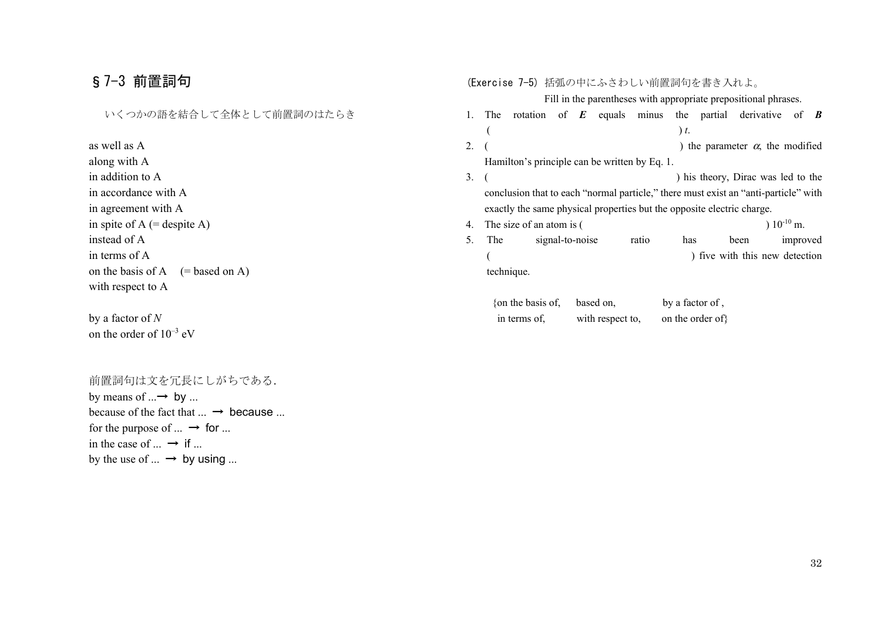# §7-3 前置詞句

いくつかの語を結合して全体として前置詞のはたらき

as well as A
along with A
in addition to A
in accordance with A
in agreement with A
in spite of A (= despite A)
instead of A
in terms of A
on the basis of A　(= based on A)
with respect to A

by a factor of *N*
on the order of $10^{-3}$ eV

前置詞句は文を冗長にしがちである.
by means of ...→ by ...
because of the fact that ... → because ...
for the purpose of ... → for ...
in the case of ... → if ...
by the use of ... → by using ...

(Exercise 7-5) 括弧の中にふさわしい前置詞句を書き入れよ。

Fill in the parentheses with appropriate prepositional phrases.

1. The rotation of ***E*** equals minus the partial derivative of ***B*** (　　　　　　　　　　　　) *t*.
2. (　　　　　　　　　　　　) the parameter $\alpha$, the modified Hamilton's principle can be written by Eq. 1.
3. (　　　　　　　　　　　　) his theory, Dirac was led to the conclusion that to each "normal particle," there must exist an "anti-particle" with exactly the same physical properties but the opposite electric charge.
4. The size of an atom is (　　　　　　　　　　　　) $10^{-10}$ m.
5. The signal-to-noise ratio has been improved (　　　　　　　　　　　　) five with this new detection technique.

{on the basis of,　based on,　by a factor of ,
in terms of,　with respect to,　on the order of}